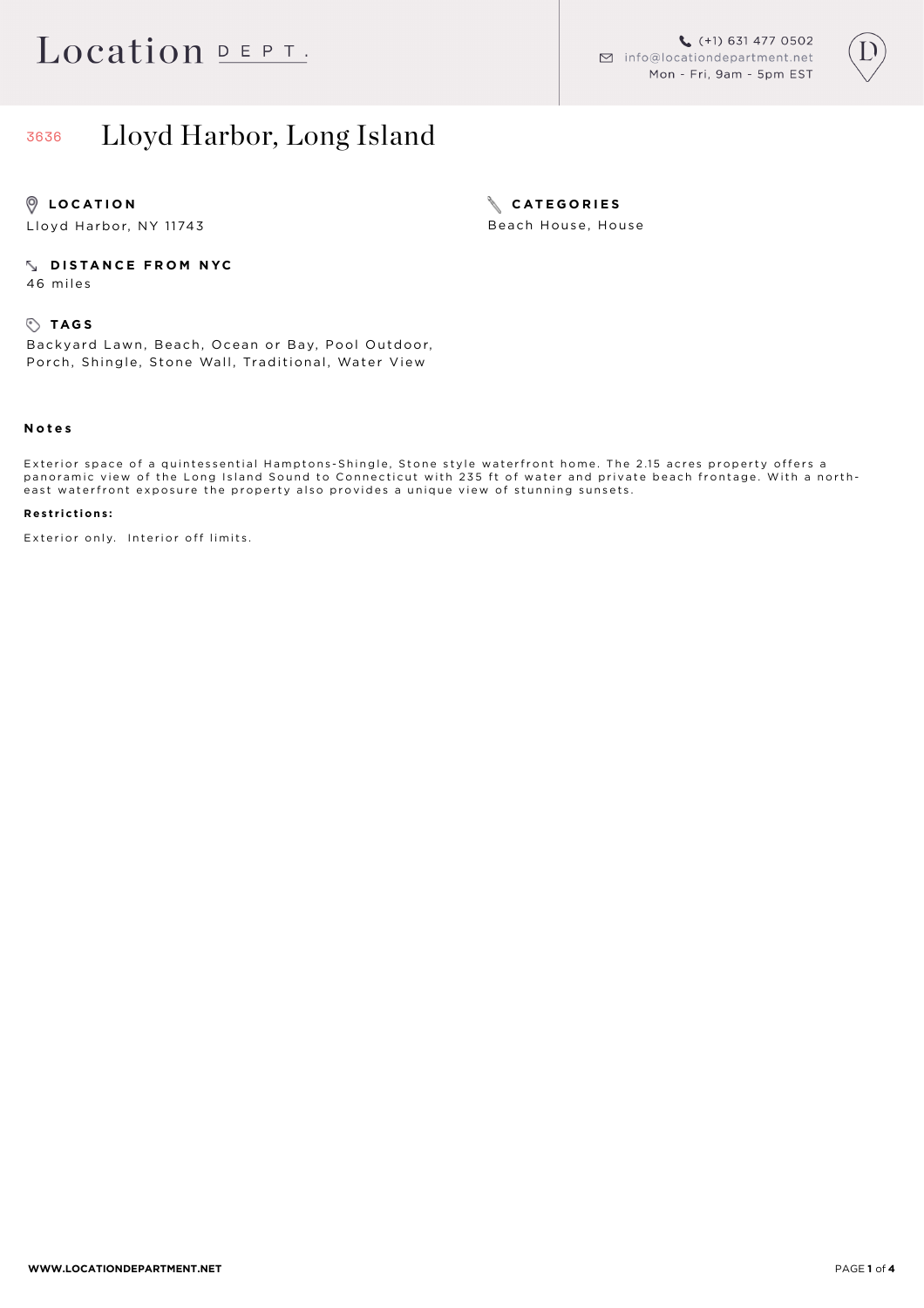# Location DEPT.

(+1) 631 477 0502
info@locationdepartment.net
Mon - Fri, 9am - 5pm EST

## 3636 Lloyd Harbor, Long Island

**LOCATION**
Lloyd Harbor, NY 11743

**CATEGORIES**
Beach House, House

**DISTANCE FROM NYC**
46 miles

**TAGS**
Backyard Lawn, Beach, Ocean or Bay, Pool Outdoor, Porch, Shingle, Stone Wall, Traditional, Water View

### Notes

Exterior space of a quintessential Hamptons-Shingle, Stone style waterfront home. The 2.15 acres property offers a panoramic view of the Long Island Sound to Connecticut with 235 ft of water and private beach frontage. With a north-east waterfront exposure the property also provides a unique view of stunning sunsets.

**Restrictions:**

Exterior only. Interior off limits.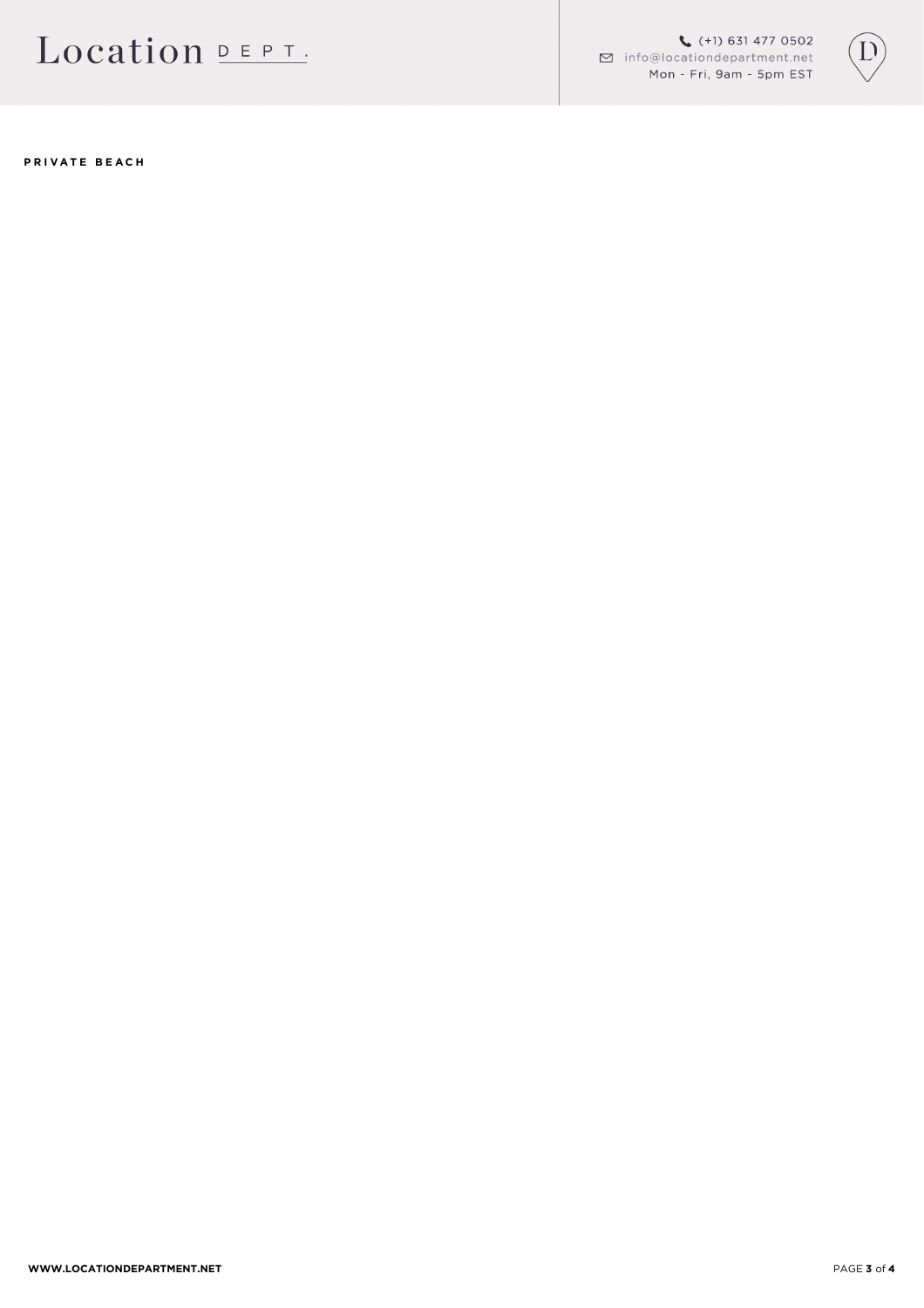**PRIVATE BEACH**